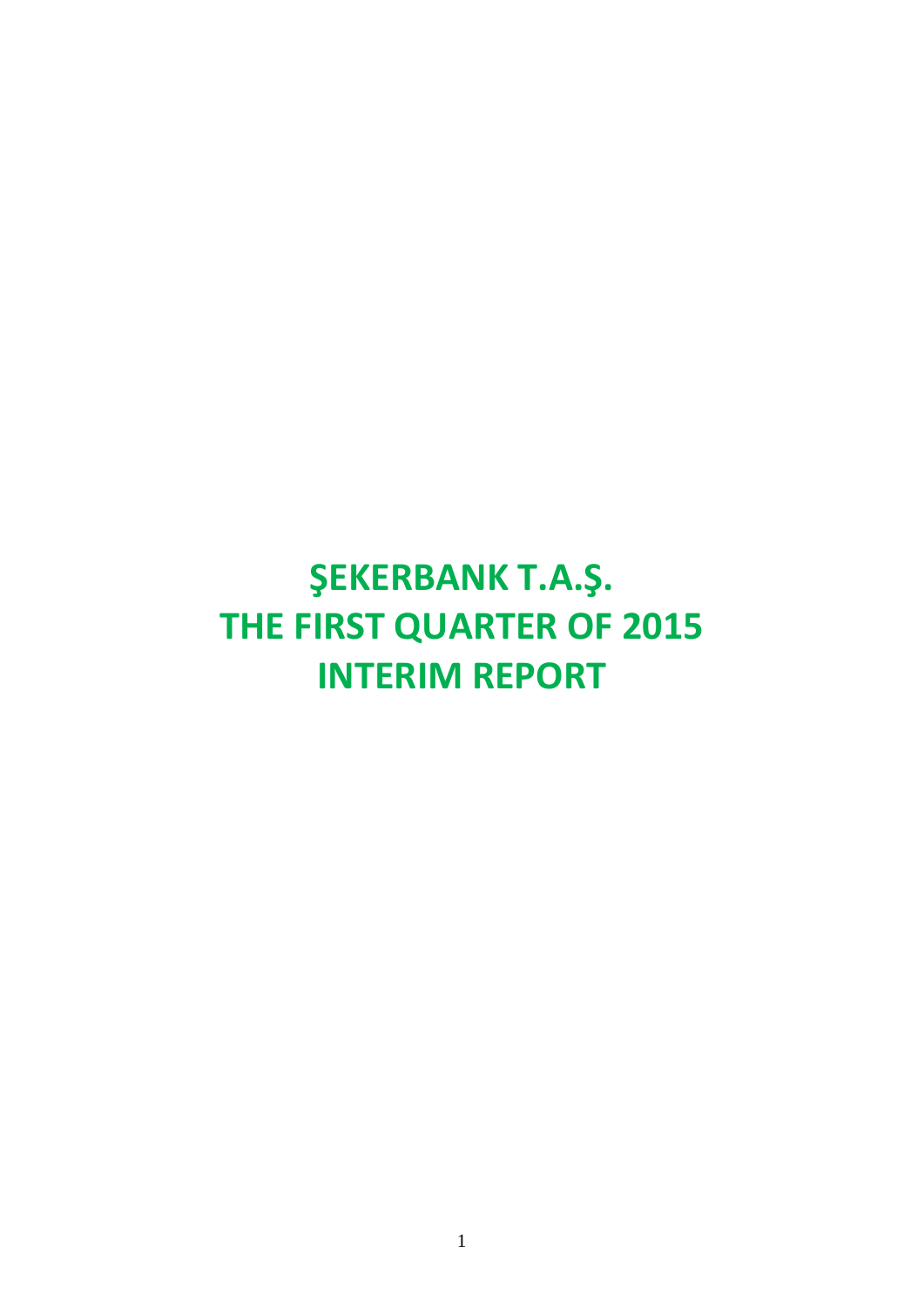# ŞEKERBANK T.A.Ş.
# THE FIRST QUARTER OF 2015
# INTERIM REPORT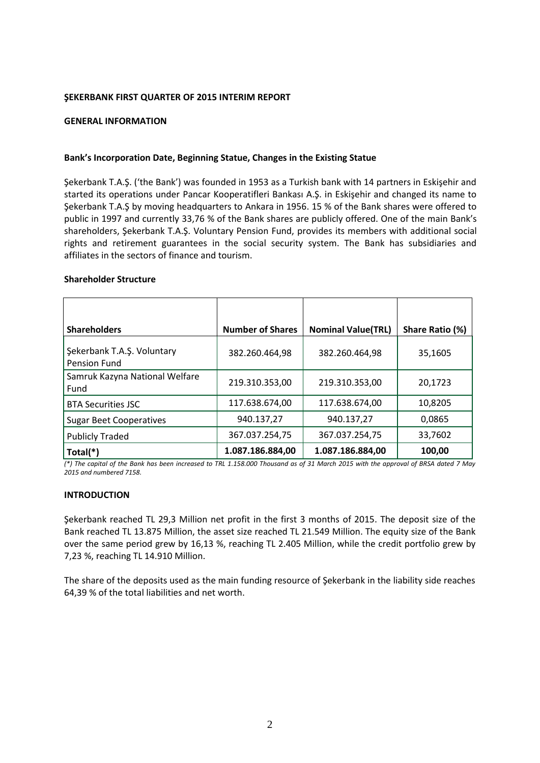**ŞEKERBANK FIRST QUARTER OF 2015 INTERIM REPORT**

**GENERAL INFORMATION**

**Bank's Incorporation Date, Beginning Statue, Changes in the Existing Statue**

Şekerbank T.A.Ş. ('the Bank') was founded in 1953 as a Turkish bank with 14 partners in Eskişehir and started its operations under Pancar Kooperatifleri Bankası A.Ş. in Eskişehir and changed its name to Şekerbank T.A.Ş by moving headquarters to Ankara in 1956. 15 % of the Bank shares were offered to public in 1997 and currently 33,76 % of the Bank shares are publicly offered. One of the main Bank's shareholders, Şekerbank T.A.Ş. Voluntary Pension Fund, provides its members with additional social rights and retirement guarantees in the social security system. The Bank has subsidiaries and affiliates in the sectors of finance and tourism.

**Shareholder Structure**

| Shareholders | Number of Shares | Nominal Value(TRL) | Share Ratio (%) |
|---|---|---|---|
| Şekerbank T.A.Ş. Voluntary Pension Fund | 382.260.464,98 | 382.260.464,98 | 35,1605 |
| Samruk Kazyna National Welfare Fund | 219.310.353,00 | 219.310.353,00 | 20,1723 |
| BTA Securities JSC | 117.638.674,00 | 117.638.674,00 | 10,8205 |
| Sugar Beet Cooperatives | 940.137,27 | 940.137,27 | 0,0865 |
| Publicly Traded | 367.037.254,75 | 367.037.254,75 | 33,7602 |
| **Total(*)** | **1.087.186.884,00** | **1.087.186.884,00** | **100,00** |

*(*) The capital of the Bank has been increased to TRL 1.158.000 Thousand as of 31 March 2015 with the approval of BRSA dated 7 May 2015 and numbered 7158.*

**INTRODUCTION**

Şekerbank reached TL 29,3 Million net profit in the first 3 months of 2015. The deposit size of the Bank reached TL 13.875 Million, the asset size reached TL 21.549 Million. The equity size of the Bank over the same period grew by 16,13 %, reaching TL 2.405 Million, while the credit portfolio grew by 7,23 %, reaching TL 14.910 Million.

The share of the deposits used as the main funding resource of Şekerbank in the liability side reaches 64,39 % of the total liabilities and net worth.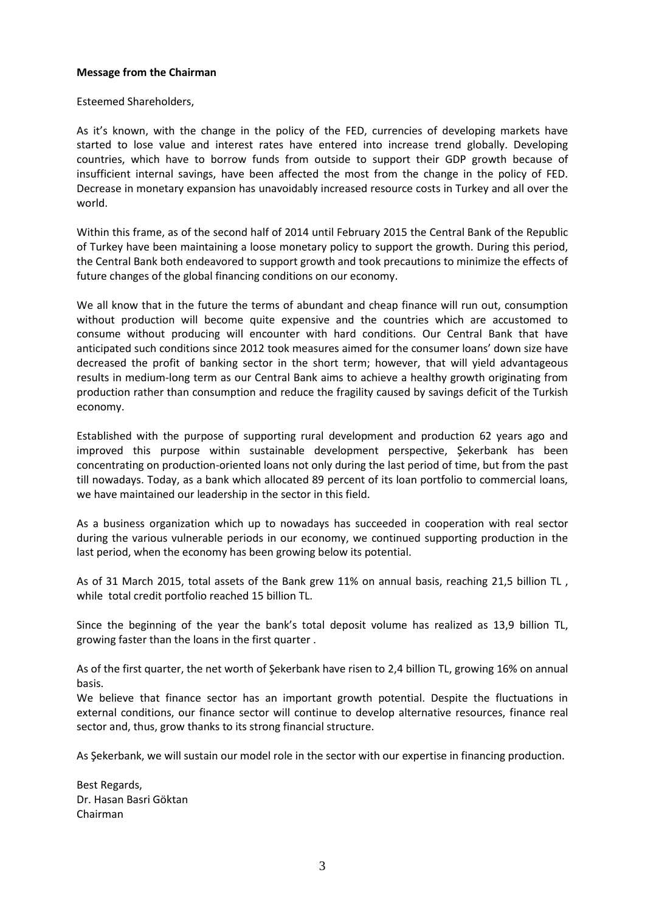**Message from the Chairman**

Esteemed Shareholders,

As it's known, with the change in the policy of the FED, currencies of developing markets have started to lose value and interest rates have entered into increase trend globally. Developing countries, which have to borrow funds from outside to support their GDP growth because of insufficient internal savings, have been affected the most from the change in the policy of FED. Decrease in monetary expansion has unavoidably increased resource costs in Turkey and all over the world.

Within this frame, as of the second half of 2014 until February 2015 the Central Bank of the Republic of Turkey have been maintaining a loose monetary policy to support the growth. During this period, the Central Bank both endeavored to support growth and took precautions to minimize the effects of future changes of the global financing conditions on our economy.

We all know that in the future the terms of abundant and cheap finance will run out, consumption without production will become quite expensive and the countries which are accustomed to consume without producing will encounter with hard conditions. Our Central Bank that have anticipated such conditions since 2012 took measures aimed for the consumer loans' down size have decreased the profit of banking sector in the short term; however, that will yield advantageous results in medium-long term as our Central Bank aims to achieve a healthy growth originating from production rather than consumption and reduce the fragility caused by savings deficit of the Turkish economy.

Established with the purpose of supporting rural development and production 62 years ago and improved this purpose within sustainable development perspective, Şekerbank has been concentrating on production-oriented loans not only during the last period of time, but from the past till nowadays. Today, as a bank which allocated 89 percent of its loan portfolio to commercial loans, we have maintained our leadership in the sector in this field.

As a business organization which up to nowadays has succeeded in cooperation with real sector during the various vulnerable periods in our economy, we continued supporting production in the last period, when the economy has been growing below its potential.

As of 31 March 2015, total assets of the Bank grew 11% on annual basis, reaching 21,5 billion TL , while total credit portfolio reached 15 billion TL.

Since the beginning of the year the bank's total deposit volume has realized as 13,9 billion TL, growing faster than the loans in the first quarter .

As of the first quarter, the net worth of Şekerbank have risen to 2,4 billion TL, growing 16% on annual basis.

We believe that finance sector has an important growth potential. Despite the fluctuations in external conditions, our finance sector will continue to develop alternative resources, finance real sector and, thus, grow thanks to its strong financial structure.

As Şekerbank, we will sustain our model role in the sector with our expertise in financing production.

Best Regards,
Dr. Hasan Basri Göktan
Chairman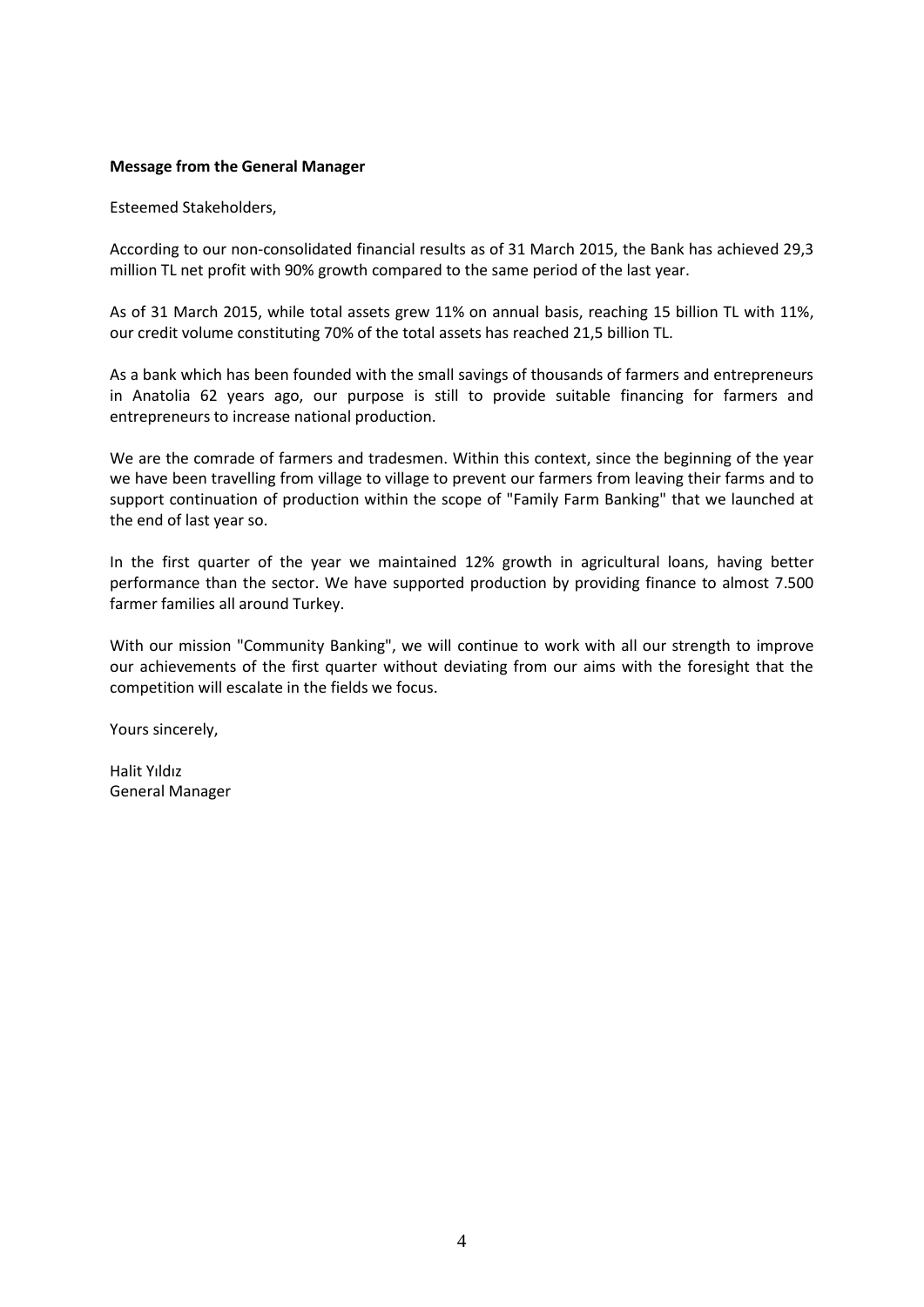**Message from the General Manager**

Esteemed Stakeholders,

According to our non-consolidated financial results as of 31 March 2015, the Bank has achieved 29,3 million TL net profit with 90% growth compared to the same period of the last year.

As of 31 March 2015, while total assets grew 11% on annual basis, reaching 15 billion TL with 11%, our credit volume constituting 70% of the total assets has reached 21,5 billion TL.

As a bank which has been founded with the small savings of thousands of farmers and entrepreneurs in Anatolia 62 years ago, our purpose is still to provide suitable financing for farmers and entrepreneurs to increase national production.

We are the comrade of farmers and tradesmen. Within this context, since the beginning of the year we have been travelling from village to village to prevent our farmers from leaving their farms and to support continuation of production within the scope of "Family Farm Banking" that we launched at the end of last year so.

In the first quarter of the year we maintained 12% growth in agricultural loans, having better performance than the sector. We have supported production by providing finance to almost 7.500 farmer families all around Turkey.

With our mission "Community Banking", we will continue to work with all our strength to improve our achievements of the first quarter without deviating from our aims with the foresight that the competition will escalate in the fields we focus.

Yours sincerely,

Halit Yıldız
General Manager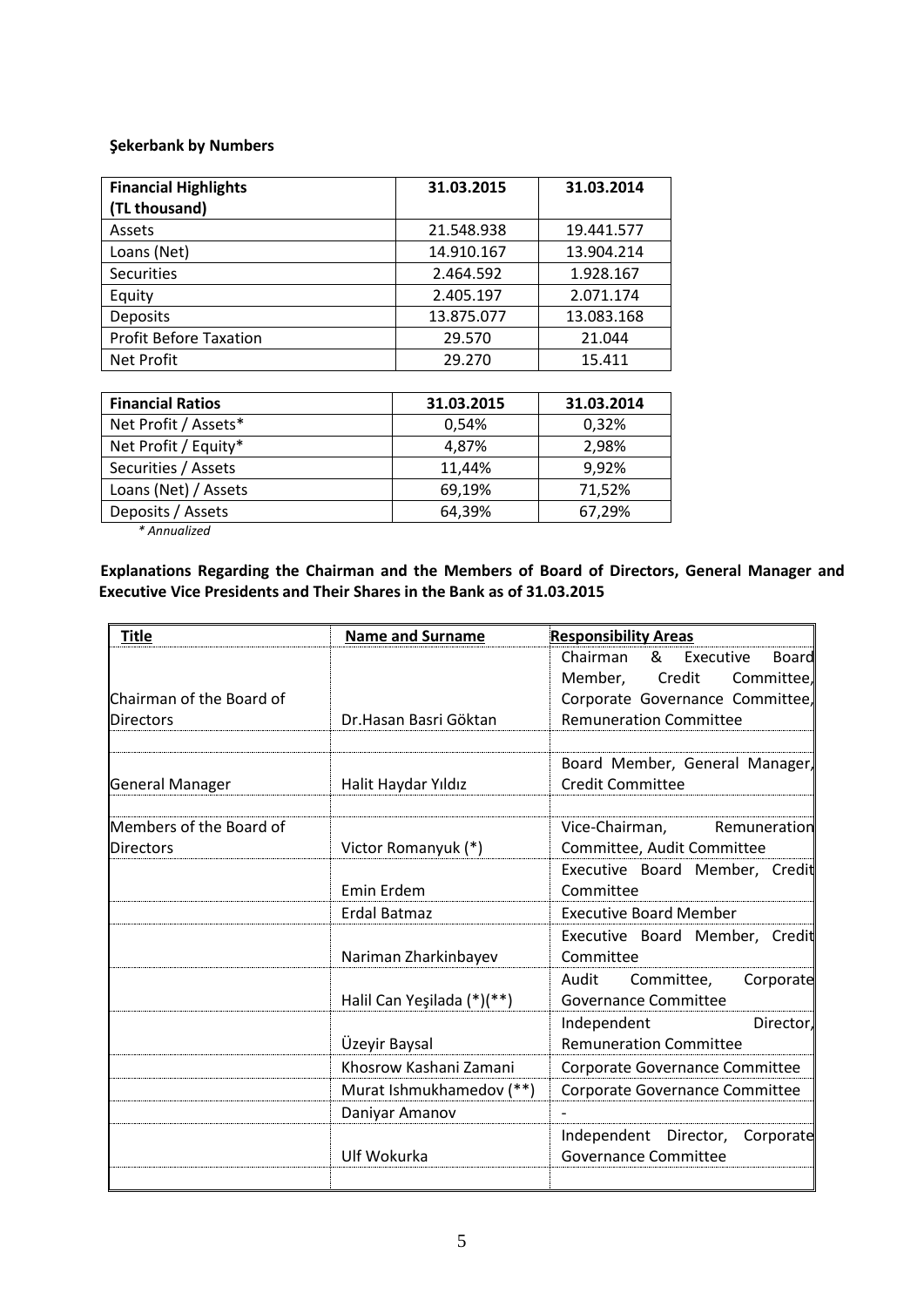**Şekerbank by Numbers**

| Financial Highlights (TL thousand) | 31.03.2015 | 31.03.2014 |
|---|---|---|
| Assets | 21.548.938 | 19.441.577 |
| Loans (Net) | 14.910.167 | 13.904.214 |
| Securities | 2.464.592 | 1.928.167 |
| Equity | 2.405.197 | 2.071.174 |
| Deposits | 13.875.077 | 13.083.168 |
| Profit Before Taxation | 29.570 | 21.044 |
| Net Profit | 29.270 | 15.411 |

| Financial Ratios | 31.03.2015 | 31.03.2014 |
|---|---|---|
| Net Profit / Assets* | 0,54% | 0,32% |
| Net Profit / Equity* | 4,87% | 2,98% |
| Securities / Assets | 11,44% | 9,92% |
| Loans (Net) / Assets | 69,19% | 71,52% |
| Deposits / Assets | 64,39% | 67,29% |

*\* Annualized*

**Explanations Regarding the Chairman and the Members of Board of Directors, General Manager and Executive Vice Presidents and Their Shares in the Bank as of 31.03.2015**

| Title | Name and Surname | Responsibility Areas |
|---|---|---|
| Chairman of the Board of Directors | Dr.Hasan Basri Göktan | Chairman & Executive Board Member, Credit Committee, Corporate Governance Committee, Remuneration Committee |
| General Manager | Halit Haydar Yıldız | Board Member, General Manager, Credit Committee |
| Members of the Board of Directors | Victor Romanyuk (*) | Vice-Chairman, Remuneration Committee, Audit Committee |
| | Emin Erdem | Executive Board Member, Credit Committee |
| | Erdal Batmaz | Executive Board Member |
| | Nariman Zharkinbayev | Executive Board Member, Credit Committee |
| | Halil Can Yeşilada (*)(**) | Audit Committee, Corporate Governance Committee |
| | Üzeyir Baysal | Independent Director, Remuneration Committee |
| | Khosrow Kashani Zamani | Corporate Governance Committee |
| | Murat Ishmukhamedov (**) | Corporate Governance Committee |
| | Daniyar Amanov | - |
| | Ulf Wokurka | Independent Director, Corporate Governance Committee |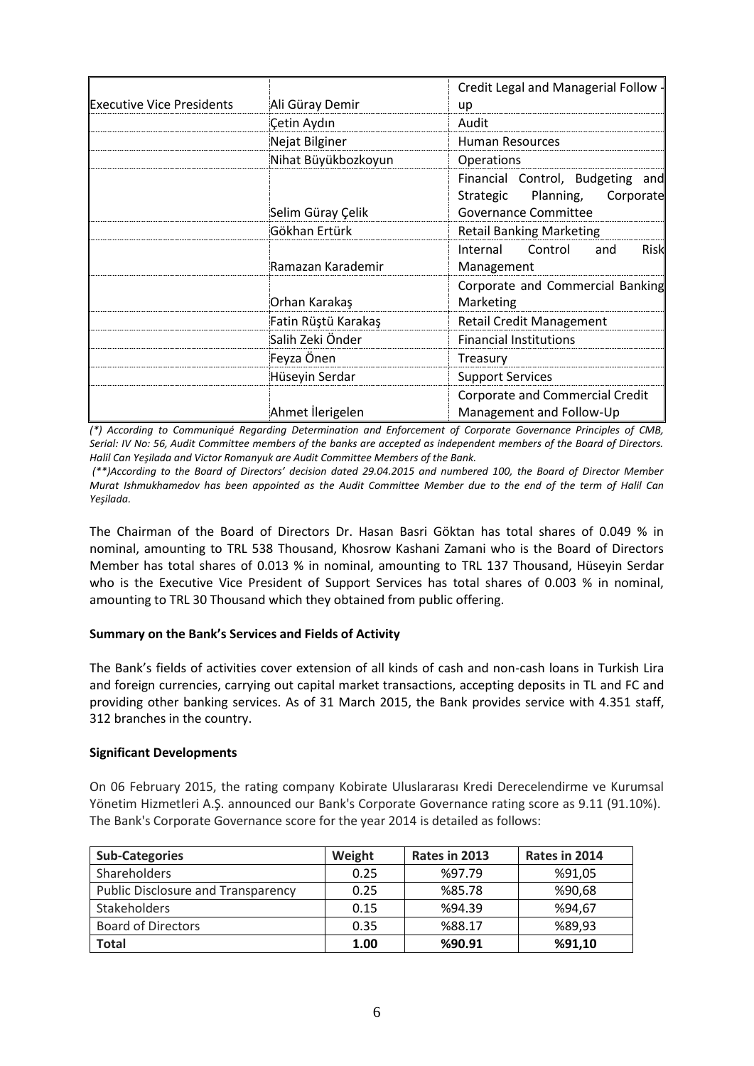| | | |
|---|---|---|
| Executive Vice Presidents | Ali Güray Demir | Credit Legal and Managerial Follow - up |
| | Çetin Aydın | Audit |
| | Nejat Bilginer | Human Resources |
| | Nihat Büyükbozkoyun | Operations |
| | Selim Güray Çelik | Financial Control, Budgeting and Strategic Planning, Corporate Governance Committee |
| | Gökhan Ertürk | Retail Banking Marketing |
| | Ramazan Karademir | Internal Control and Risk Management |
| | Orhan Karakaş | Corporate and Commercial Banking Marketing |
| | Fatin Rüştü Karakaş | Retail Credit Management |
| | Salih Zeki Önder | Financial Institutions |
| | Feyza Önen | Treasury |
| | Hüseyin Serdar | Support Services |
| | Ahmet İlerigelen | Corporate and Commercial Credit Management and Follow-Up |

*(\*) According to Communiqué Regarding Determination and Enforcement of Corporate Governance Principles of CMB, Serial: IV No: 56, Audit Committee members of the banks are accepted as independent members of the Board of Directors. Halil Can Yeşilada and Victor Romanyuk are Audit Committee Members of the Bank.*

*(\*\*)According to the Board of Directors' decision dated 29.04.2015 and numbered 100, the Board of Director Member Murat Ishmukhamedov has been appointed as the Audit Committee Member due to the end of the term of Halil Can Yeşilada.*

The Chairman of the Board of Directors Dr. Hasan Basri Göktan has total shares of 0.049 % in nominal, amounting to TRL 538 Thousand, Khosrow Kashani Zamani who is the Board of Directors Member has total shares of 0.013 % in nominal, amounting to TRL 137 Thousand, Hüseyin Serdar who is the Executive Vice President of Support Services has total shares of 0.003 % in nominal, amounting to TRL 30 Thousand which they obtained from public offering.

**Summary on the Bank's Services and Fields of Activity**

The Bank's fields of activities cover extension of all kinds of cash and non-cash loans in Turkish Lira and foreign currencies, carrying out capital market transactions, accepting deposits in TL and FC and providing other banking services. As of 31 March 2015, the Bank provides service with 4.351 staff, 312 branches in the country.

**Significant Developments**

On 06 February 2015, the rating company Kobirate Uluslararası Kredi Derecelendirme ve Kurumsal Yönetim Hizmetleri A.Ş. announced our Bank's Corporate Governance rating score as 9.11 (91.10%). The Bank's Corporate Governance score for the year 2014 is detailed as follows:

| Sub-Categories | Weight | Rates in 2013 | Rates in 2014 |
|---|---|---|---|
| Shareholders | 0.25 | %97.79 | %91,05 |
| Public Disclosure and Transparency | 0.25 | %85.78 | %90,68 |
| Stakeholders | 0.15 | %94.39 | %94,67 |
| Board of Directors | 0.35 | %88.17 | %89,93 |
| **Total** | **1.00** | **%90.91** | **%91,10** |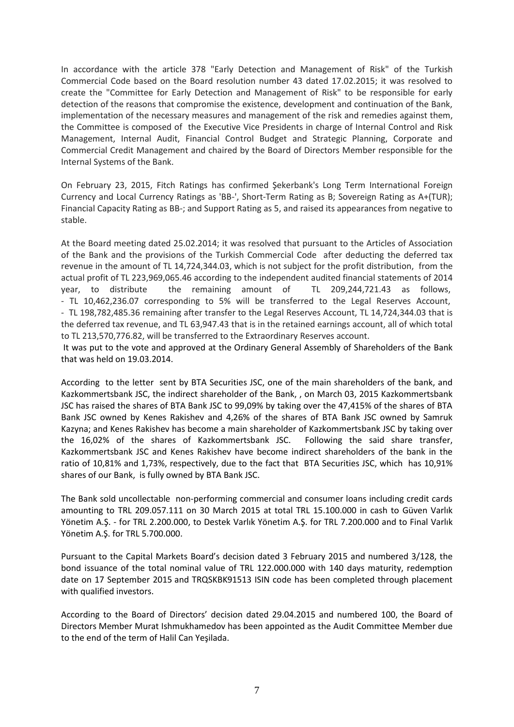In accordance with the article 378 "Early Detection and Management of Risk" of the Turkish Commercial Code based on the Board resolution number 43 dated 17.02.2015; it was resolved to create the "Committee for Early Detection and Management of Risk" to be responsible for early detection of the reasons that compromise the existence, development and continuation of the Bank, implementation of the necessary measures and management of the risk and remedies against them, the Committee is composed of the Executive Vice Presidents in charge of Internal Control and Risk Management, Internal Audit, Financial Control Budget and Strategic Planning, Corporate and Commercial Credit Management and chaired by the Board of Directors Member responsible for the Internal Systems of the Bank.

On February 23, 2015, Fitch Ratings has confirmed Şekerbank's Long Term International Foreign Currency and Local Currency Ratings as 'BB-', Short-Term Rating as B; Sovereign Rating as A+(TUR); Financial Capacity Rating as BB-; and Support Rating as 5, and raised its appearances from negative to stable.

At the Board meeting dated 25.02.2014; it was resolved that pursuant to the Articles of Association of the Bank and the provisions of the Turkish Commercial Code after deducting the deferred tax revenue in the amount of TL 14,724,344.03, which is not subject for the profit distribution, from the actual profit of TL 223,969,065.46 according to the independent audited financial statements of 2014 year, to distribute the remaining amount of TL 209,244,721.43 as follows,

- TL 10,462,236.07 corresponding to 5% will be transferred to the Legal Reserves Account,
- TL 198,782,485.36 remaining after transfer to the Legal Reserves Account, TL 14,724,344.03 that is the deferred tax revenue, and TL 63,947.43 that is in the retained earnings account, all of which total to TL 213,570,776.82, will be transferred to the Extraordinary Reserves account.

It was put to the vote and approved at the Ordinary General Assembly of Shareholders of the Bank that was held on 19.03.2014.

According to the letter sent by BTA Securities JSC, one of the main shareholders of the bank, and Kazkommertsbank JSC, the indirect shareholder of the Bank, , on March 03, 2015 Kazkommertsbank JSC has raised the shares of BTA Bank JSC to 99,09% by taking over the 47,415% of the shares of BTA Bank JSC owned by Kenes Rakishev and 4,26% of the shares of BTA Bank JSC owned by Samruk Kazyna; and Kenes Rakishev has become a main shareholder of Kazkommertsbank JSC by taking over the 16,02% of the shares of Kazkommertsbank JSC. Following the said share transfer, Kazkommertsbank JSC and Kenes Rakishev have become indirect shareholders of the bank in the ratio of 10,81% and 1,73%, respectively, due to the fact that BTA Securities JSC, which has 10,91% shares of our Bank, is fully owned by BTA Bank JSC.

The Bank sold uncollectable non-performing commercial and consumer loans including credit cards amounting to TRL 209.057.111 on 30 March 2015 at total TRL 15.100.000 in cash to Güven Varlık Yönetim A.Ş. - for TRL 2.200.000, to Destek Varlık Yönetim A.Ş. for TRL 7.200.000 and to Final Varlık Yönetim A.Ş. for TRL 5.700.000.

Pursuant to the Capital Markets Board's decision dated 3 February 2015 and numbered 3/128, the bond issuance of the total nominal value of TRL 122.000.000 with 140 days maturity, redemption date on 17 September 2015 and TRQSKBK91513 ISIN code has been completed through placement with qualified investors.

According to the Board of Directors' decision dated 29.04.2015 and numbered 100, the Board of Directors Member Murat Ishmukhamedov has been appointed as the Audit Committee Member due to the end of the term of Halil Can Yeşilada.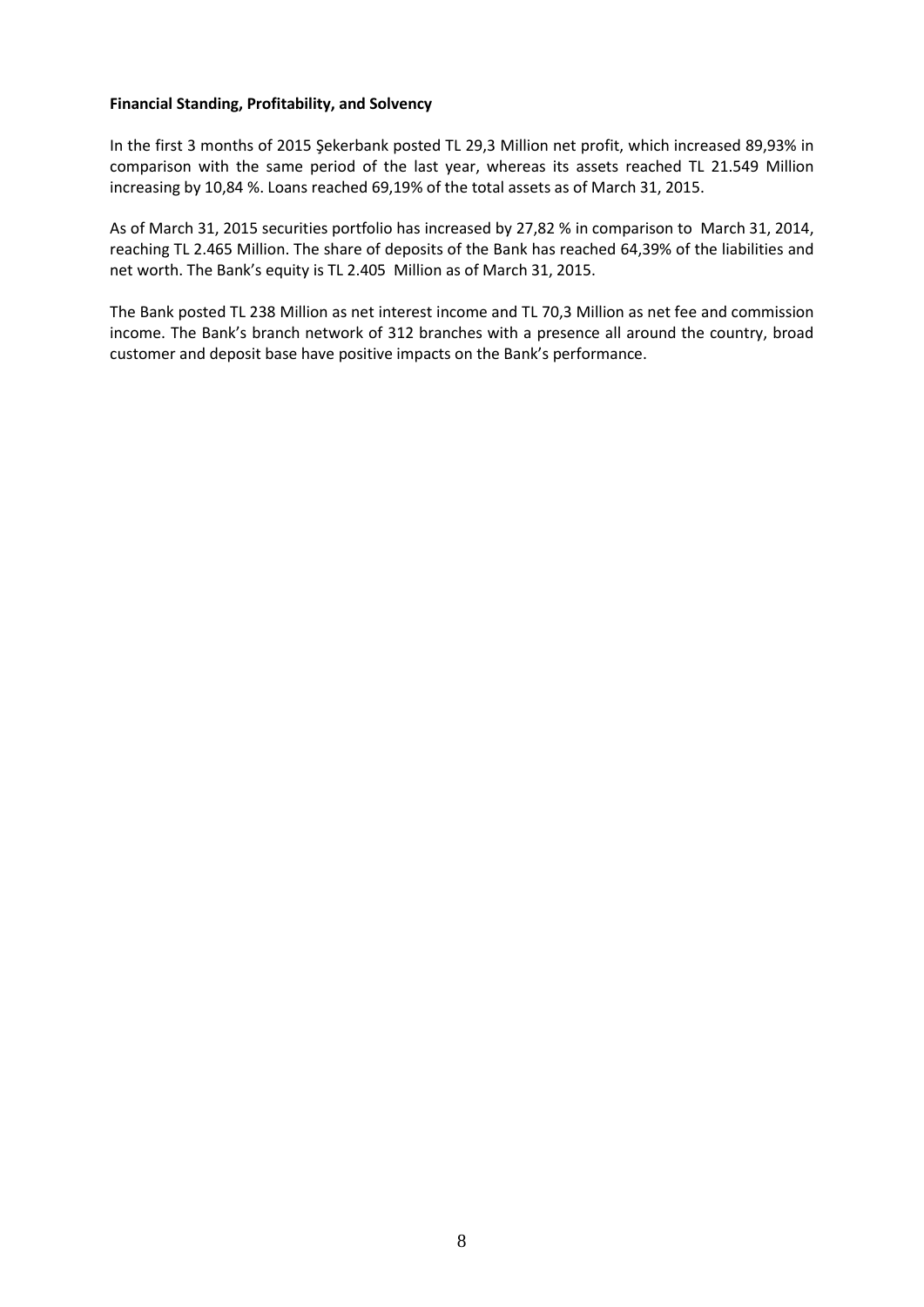**Financial Standing, Profitability, and Solvency**

In the first 3 months of 2015 Şekerbank posted TL 29,3 Million net profit, which increased 89,93% in comparison with the same period of the last year, whereas its assets reached TL 21.549 Million increasing by 10,84 %. Loans reached 69,19% of the total assets as of March 31, 2015.

As of March 31, 2015 securities portfolio has increased by 27,82 % in comparison to March 31, 2014, reaching TL 2.465 Million. The share of deposits of the Bank has reached 64,39% of the liabilities and net worth. The Bank's equity is TL 2.405 Million as of March 31, 2015.

The Bank posted TL 238 Million as net interest income and TL 70,3 Million as net fee and commission income. The Bank's branch network of 312 branches with a presence all around the country, broad customer and deposit base have positive impacts on the Bank's performance.